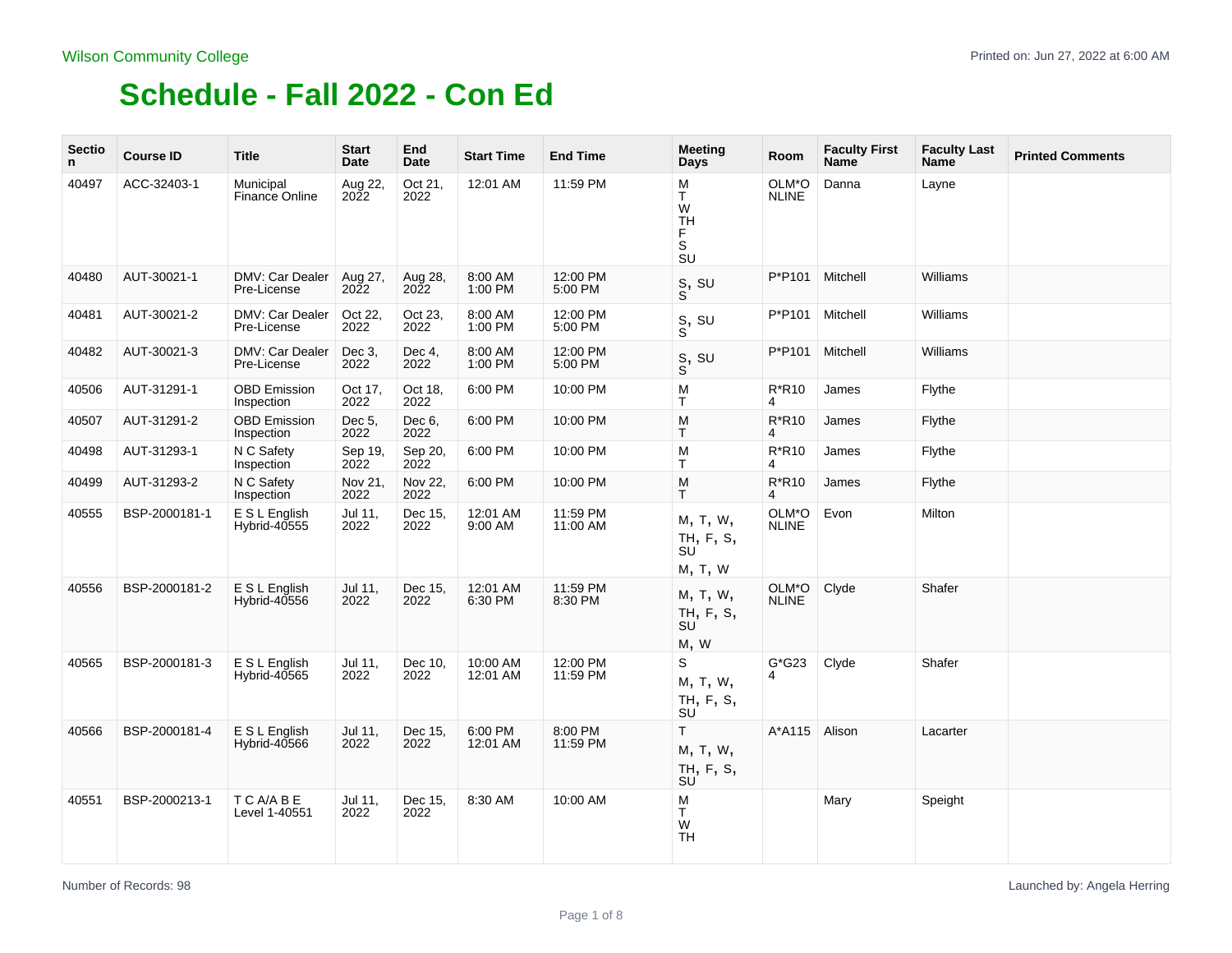Wilson Community College

# Schedule - Fall 2022 - Con Ed

| Section | Course ID | Title | Start Date | End Date | Start Time | End Time | Meeting Days | Room | Faculty First Name | Faculty Last Name | Printed Comments |
|---|---|---|---|---|---|---|---|---|---|---|---|
| 40497 | ACC-32403-1 | Municipal Finance Online | Aug 22, 2022 | Oct 21, 2022 | 12:01 AM | 11:59 PM | M T W TH F S SU | OLM*ONLINE | Danna | Layne | |
| 40480 | AUT-30021-1 | DMV: Car Dealer Pre-License | Aug 27, 2022 | Aug 28, 2022 | 8:00 AM 1:00 PM | 12:00 PM 5:00 PM | S, SU S | P*P101 | Mitchell | Williams | |
| 40481 | AUT-30021-2 | DMV: Car Dealer Pre-License | Oct 22, 2022 | Oct 23, 2022 | 8:00 AM 1:00 PM | 12:00 PM 5:00 PM | S, SU S | P*P101 | Mitchell | Williams | |
| 40482 | AUT-30021-3 | DMV: Car Dealer Pre-License | Dec 3, 2022 | Dec 4, 2022 | 8:00 AM 1:00 PM | 12:00 PM 5:00 PM | S, SU S | P*P101 | Mitchell | Williams | |
| 40506 | AUT-31291-1 | OBD Emission Inspection | Oct 17, 2022 | Oct 18, 2022 | 6:00 PM | 10:00 PM | M T | R*R104 | James | Flythe | |
| 40507 | AUT-31291-2 | OBD Emission Inspection | Dec 5, 2022 | Dec 6, 2022 | 6:00 PM | 10:00 PM | M T | R*R104 | James | Flythe | |
| 40498 | AUT-31293-1 | N C Safety Inspection | Sep 19, 2022 | Sep 20, 2022 | 6:00 PM | 10:00 PM | M T | R*R104 | James | Flythe | |
| 40499 | AUT-31293-2 | N C Safety Inspection | Nov 21, 2022 | Nov 22, 2022 | 6:00 PM | 10:00 PM | M T | R*R104 | James | Flythe | |
| 40555 | BSP-2000181-1 | E S L English Hybrid-40555 | Jul 11, 2022 | Dec 15, 2022 | 12:01 AM 9:00 AM | 11:59 PM 11:00 AM | M, T, W, TH, F, S, SU M, T, W | OLM*ONLINE | Evon | Milton | |
| 40556 | BSP-2000181-2 | E S L English Hybrid-40556 | Jul 11, 2022 | Dec 15, 2022 | 12:01 AM 6:30 PM | 11:59 PM 8:30 PM | M, T, W, TH, F, S, SU M, W | OLM*ONLINE | Clyde | Shafer | |
| 40565 | BSP-2000181-3 | E S L English Hybrid-40565 | Jul 11, 2022 | Dec 10, 2022 | 10:00 AM 12:01 AM | 12:00 PM 11:59 PM | S M, T, W, TH, F, S, SU | G*G234 | Clyde | Shafer | |
| 40566 | BSP-2000181-4 | E S L English Hybrid-40566 | Jul 11, 2022 | Dec 15, 2022 | 6:00 PM 12:01 AM | 8:00 PM 11:59 PM | T M, T, W, TH, F, S, SU | A*A115 | Alison | Lacarter | |
| 40551 | BSP-2000213-1 | T C A/A B E Level 1-40551 | Jul 11, 2022 | Dec 15, 2022 | 8:30 AM | 10:00 AM | M T W TH | | Mary | Speight | |

Number of Records: 98

Launched by: Angela Herring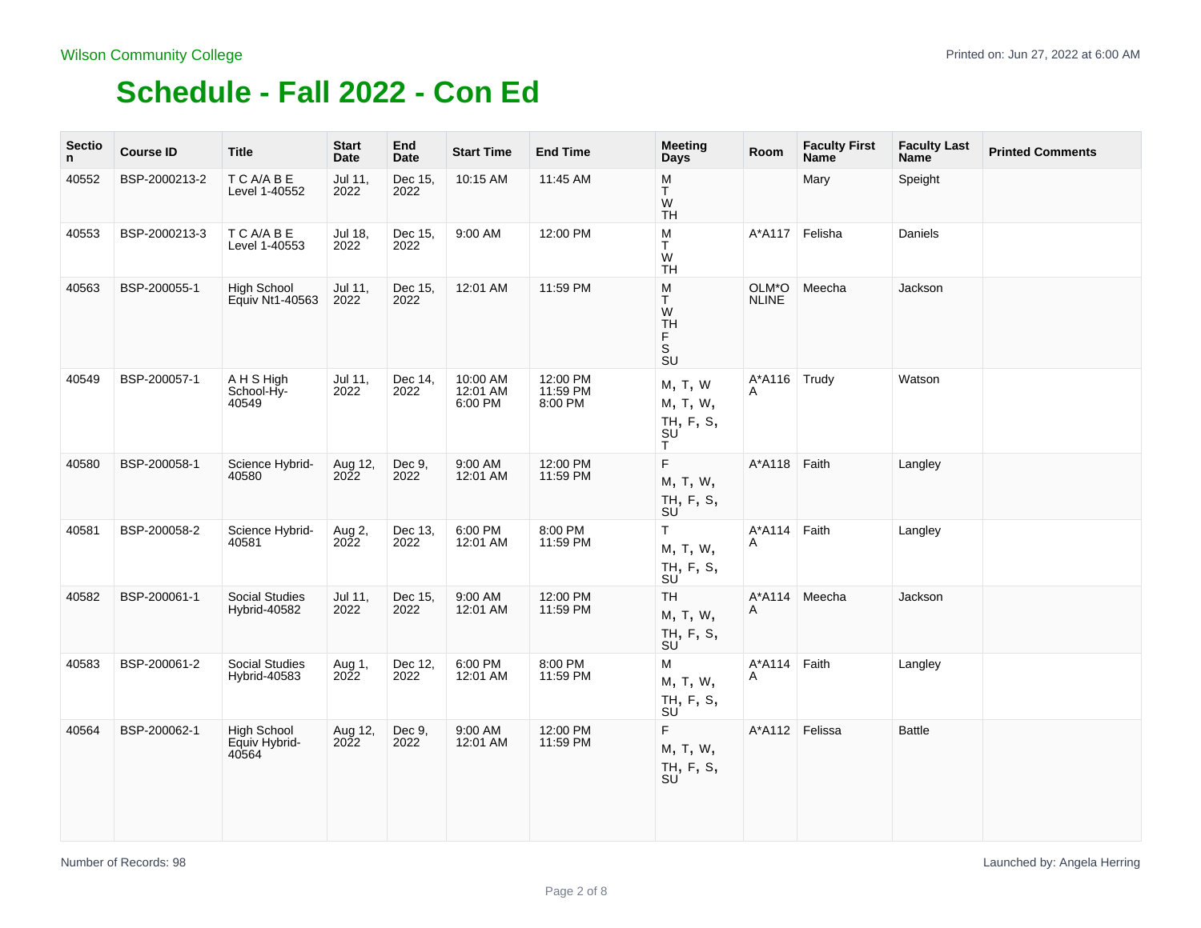Wilson Community College

Printed on: Jun 27, 2022 at 6:00 AM

# Schedule - Fall 2022 - Con Ed

| Section | Course ID | Title | Start Date | End Date | Start Time | End Time | Meeting Days | Room | Faculty First Name | Faculty Last Name | Printed Comments |
|---|---|---|---|---|---|---|---|---|---|---|---|
| 40552 | BSP-2000213-2 | T C A/A B E Level 1-40552 | Jul 11, 2022 | Dec 15, 2022 | 10:15 AM | 11:45 AM | M T W TH | | Mary | Speight | |
| 40553 | BSP-2000213-3 | T C A/A B E Level 1-40553 | Jul 18, 2022 | Dec 15, 2022 | 9:00 AM | 12:00 PM | M T W TH | A*A117 | Felisha | Daniels | |
| 40563 | BSP-200055-1 | High School Equiv Nt1-40563 | Jul 11, 2022 | Dec 15, 2022 | 12:01 AM | 11:59 PM | M T W TH F S SU | OLM*ONLINE | Meecha | Jackson | |
| 40549 | BSP-200057-1 | A H S High School-Hy-40549 | Jul 11, 2022 | Dec 14, 2022 | 10:00 AM 12:01 AM 6:00 PM | 12:00 PM 11:59 PM 8:00 PM | M, T, W M, T, W, TH, F, S, SU T | A*A116A | Trudy | Watson | |
| 40580 | BSP-200058-1 | Science Hybrid-40580 | Aug 12, 2022 | Dec 9, 2022 | 9:00 AM 12:01 AM | 12:00 PM 11:59 PM | F M, T, W, TH, F, S, SU | A*A118 | Faith | Langley | |
| 40581 | BSP-200058-2 | Science Hybrid-40581 | Aug 2, 2022 | Dec 13, 2022 | 6:00 PM 12:01 AM | 8:00 PM 11:59 PM | T M, T, W, TH, F, S, SU | A*A114A | Faith | Langley | |
| 40582 | BSP-200061-1 | Social Studies Hybrid-40582 | Jul 11, 2022 | Dec 15, 2022 | 9:00 AM 12:01 AM | 12:00 PM 11:59 PM | TH M, T, W, TH, F, S, SU | A*A114A | Meecha | Jackson | |
| 40583 | BSP-200061-2 | Social Studies Hybrid-40583 | Aug 1, 2022 | Dec 12, 2022 | 6:00 PM 12:01 AM | 8:00 PM 11:59 PM | M M, T, W, TH, F, S, SU | A*A114A | Faith | Langley | |
| 40564 | BSP-200062-1 | High School Equiv Hybrid-40564 | Aug 12, 2022 | Dec 9, 2022 | 9:00 AM 12:01 AM | 12:00 PM 11:59 PM | F M, T, W, TH, F, S, SU | A*A112 | Felissa | Battle | |

Number of Records: 98

Launched by: Angela Herring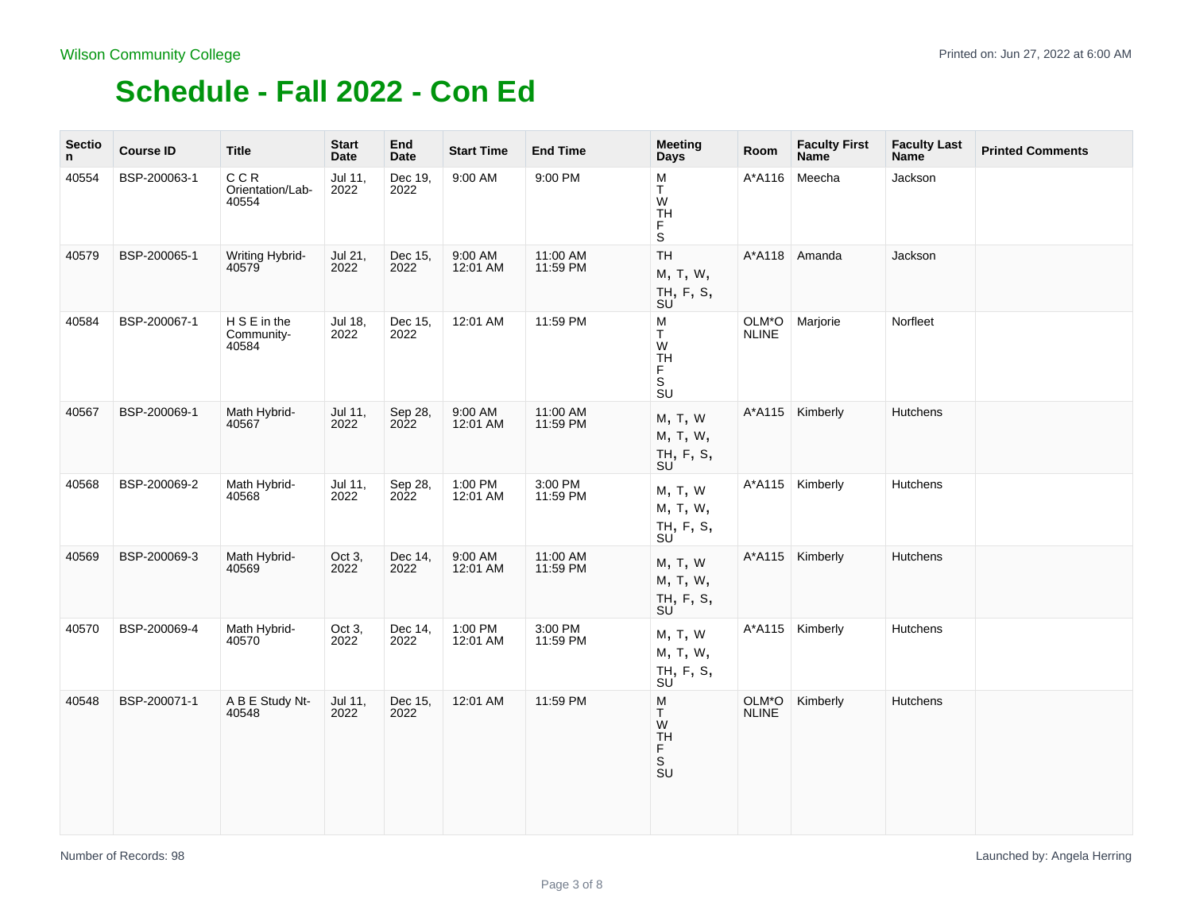Wilson Community College

# Schedule - Fall 2022 - Con Ed

| Section | Course ID | Title | Start Date | End Date | Start Time | End Time | Meeting Days | Room | Faculty First Name | Faculty Last Name | Printed Comments |
|---|---|---|---|---|---|---|---|---|---|---|---|
| 40554 | BSP-200063-1 | C C R Orientation/Lab-40554 | Jul 11, 2022 | Dec 19, 2022 | 9:00 AM | 9:00 PM | M T W TH F S | A*A116 | Meecha | Jackson | |
| 40579 | BSP-200065-1 | Writing Hybrid-40579 | Jul 21, 2022 | Dec 15, 2022 | 9:00 AM 12:01 AM | 11:00 AM 11:59 PM | TH M, T, W, TH, F, S, SU | A*A118 | Amanda | Jackson | |
| 40584 | BSP-200067-1 | H S E in the Community-40584 | Jul 18, 2022 | Dec 15, 2022 | 12:01 AM | 11:59 PM | M T W TH F S SU | OLM*ONLINE | Marjorie | Norfleet | |
| 40567 | BSP-200069-1 | Math Hybrid-40567 | Jul 11, 2022 | Sep 28, 2022 | 9:00 AM 12:01 AM | 11:00 AM 11:59 PM | M, T, W M, T, W, TH, F, S, SU | A*A115 | Kimberly | Hutchens | |
| 40568 | BSP-200069-2 | Math Hybrid-40568 | Jul 11, 2022 | Sep 28, 2022 | 1:00 PM 12:01 AM | 3:00 PM 11:59 PM | M, T, W M, T, W, TH, F, S, SU | A*A115 | Kimberly | Hutchens | |
| 40569 | BSP-200069-3 | Math Hybrid-40569 | Oct 3, 2022 | Dec 14, 2022 | 9:00 AM 12:01 AM | 11:00 AM 11:59 PM | M, T, W M, T, W, TH, F, S, SU | A*A115 | Kimberly | Hutchens | |
| 40570 | BSP-200069-4 | Math Hybrid-40570 | Oct 3, 2022 | Dec 14, 2022 | 1:00 PM 12:01 AM | 3:00 PM 11:59 PM | M, T, W M, T, W, TH, F, S, SU | A*A115 | Kimberly | Hutchens | |
| 40548 | BSP-200071-1 | A B E Study Nt-40548 | Jul 11, 2022 | Dec 15, 2022 | 12:01 AM | 11:59 PM | M T W TH F S SU | OLM*ONLINE | Kimberly | Hutchens | |

Number of Records: 98

Launched by: Angela Herring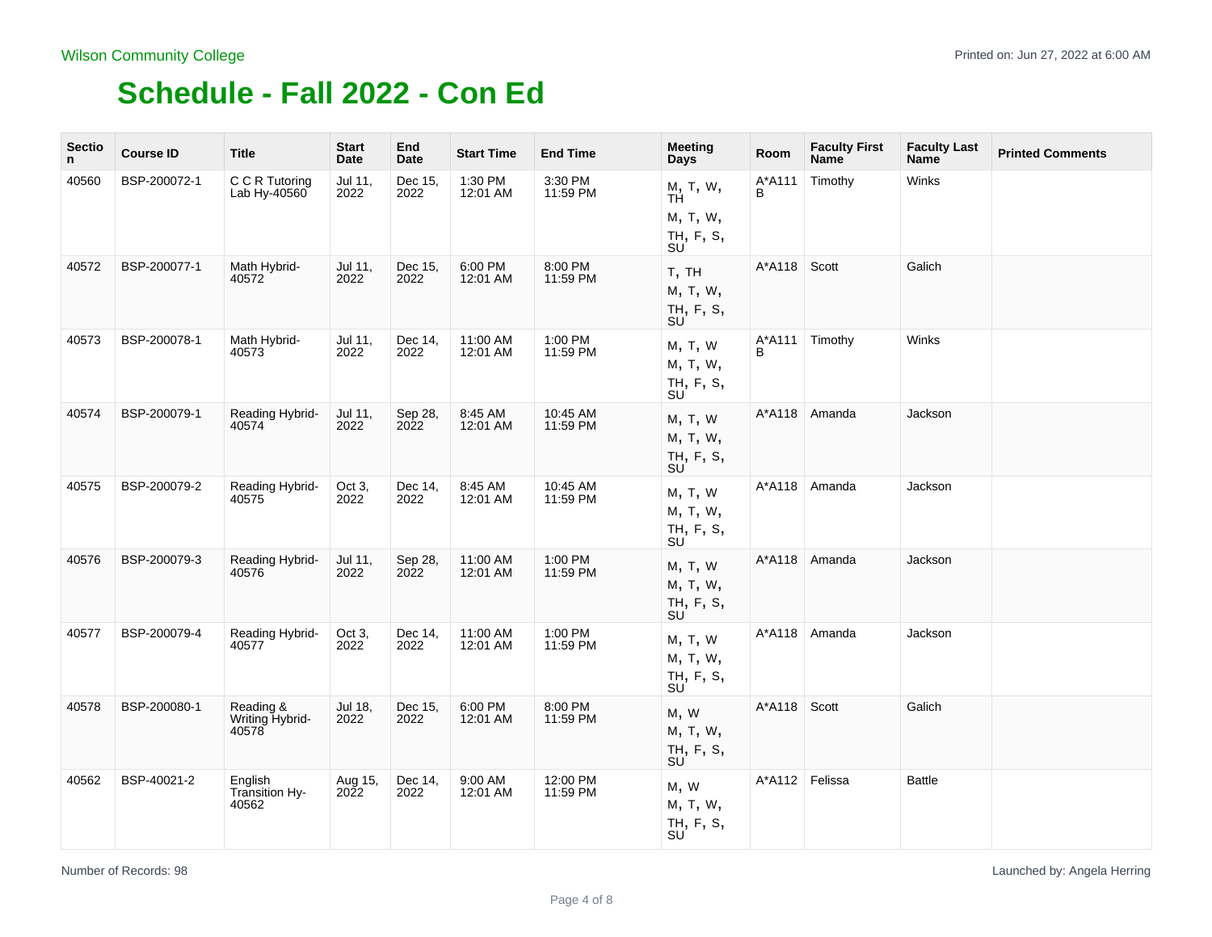Wilson Community College

Printed on: Jun 27, 2022 at 6:00 AM

# Schedule - Fall 2022 - Con Ed

| Section | Course ID | Title | Start Date | End Date | Start Time | End Time | Meeting Days | Room | Faculty First Name | Faculty Last Name | Printed Comments |
|---|---|---|---|---|---|---|---|---|---|---|---|
| 40560 | BSP-200072-1 | C C R Tutoring Lab Hy-40560 | Jul 11, 2022 | Dec 15, 2022 | 1:30 PM 12:01 AM | 3:30 PM 11:59 PM | M, T, W, TH M, T, W, TH, F, S, SU | A*A111B | Timothy | Winks | |
| 40572 | BSP-200077-1 | Math Hybrid-40572 | Jul 11, 2022 | Dec 15, 2022 | 6:00 PM 12:01 AM | 8:00 PM 11:59 PM | T, TH M, T, W, TH, F, S, SU | A*A118 | Scott | Galich | |
| 40573 | BSP-200078-1 | Math Hybrid-40573 | Jul 11, 2022 | Dec 14, 2022 | 11:00 AM 12:01 AM | 1:00 PM 11:59 PM | M, T, W M, T, W, TH, F, S, SU | A*A111B | Timothy | Winks | |
| 40574 | BSP-200079-1 | Reading Hybrid-40574 | Jul 11, 2022 | Sep 28, 2022 | 8:45 AM 12:01 AM | 10:45 AM 11:59 PM | M, T, W M, T, W, TH, F, S, SU | A*A118 | Amanda | Jackson | |
| 40575 | BSP-200079-2 | Reading Hybrid-40575 | Oct 3, 2022 | Dec 14, 2022 | 8:45 AM 12:01 AM | 10:45 AM 11:59 PM | M, T, W M, T, W, TH, F, S, SU | A*A118 | Amanda | Jackson | |
| 40576 | BSP-200079-3 | Reading Hybrid-40576 | Jul 11, 2022 | Sep 28, 2022 | 11:00 AM 12:01 AM | 1:00 PM 11:59 PM | M, T, W M, T, W, TH, F, S, SU | A*A118 | Amanda | Jackson | |
| 40577 | BSP-200079-4 | Reading Hybrid-40577 | Oct 3, 2022 | Dec 14, 2022 | 11:00 AM 12:01 AM | 1:00 PM 11:59 PM | M, T, W M, T, W, TH, F, S, SU | A*A118 | Amanda | Jackson | |
| 40578 | BSP-200080-1 | Reading & Writing Hybrid-40578 | Jul 18, 2022 | Dec 15, 2022 | 6:00 PM 12:01 AM | 8:00 PM 11:59 PM | M, W M, T, W, TH, F, S, SU | A*A118 | Scott | Galich | |
| 40562 | BSP-40021-2 | English Transition Hy-40562 | Aug 15, 2022 | Dec 14, 2022 | 9:00 AM 12:01 AM | 12:00 PM 11:59 PM | M, W M, T, W, TH, F, S, SU | A*A112 | Felissa | Battle | |

Number of Records: 98

Launched by: Angela Herring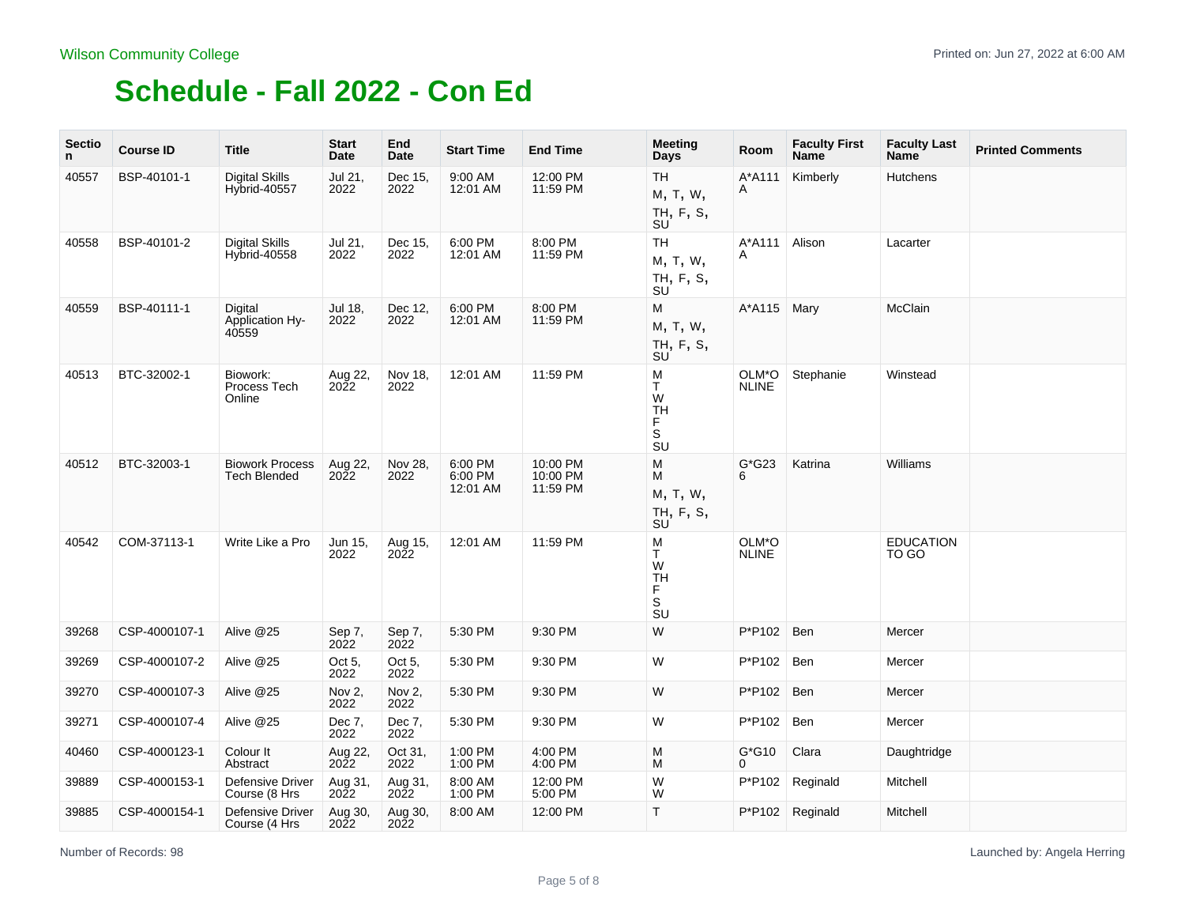# Schedule - Fall 2022 - Con Ed

| Section | Course ID | Title | Start Date | End Date | Start Time | End Time | Meeting Days | Room | Faculty First Name | Faculty Last Name | Printed Comments |
|---|---|---|---|---|---|---|---|---|---|---|---|
| 40557 | BSP-40101-1 | Digital Skills Hybrid-40557 | Jul 21, 2022 | Dec 15, 2022 | 9:00 AM 12:01 AM | 12:00 PM 11:59 PM | TH M, T, W, TH, F, S, SU | A*A111A | Kimberly | Hutchens | |
| 40558 | BSP-40101-2 | Digital Skills Hybrid-40558 | Jul 21, 2022 | Dec 15, 2022 | 6:00 PM 12:01 AM | 8:00 PM 11:59 PM | TH M, T, W, TH, F, S, SU | A*A111A | Alison | Lacarter | |
| 40559 | BSP-40111-1 | Digital Application Hy-40559 | Jul 18, 2022 | Dec 12, 2022 | 6:00 PM 12:01 AM | 8:00 PM 11:59 PM | M M, T, W, TH, F, S, SU | A*A115 | Mary | McClain | |
| 40513 | BTC-32002-1 | Biowork: Process Tech Online | Aug 22, 2022 | Nov 18, 2022 | 12:01 AM | 11:59 PM | M T W TH F S SU | OLM*ONLINE | Stephanie | Winstead | |
| 40512 | BTC-32003-1 | Biowork Process Tech Blended | Aug 22, 2022 | Nov 28, 2022 | 6:00 PM 6:00 PM 12:01 AM | 10:00 PM 10:00 PM 11:59 PM | M M M, T, W, TH, F, S, SU | G*G236 | Katrina | Williams | |
| 40542 | COM-37113-1 | Write Like a Pro | Jun 15, 2022 | Aug 15, 2022 | 12:01 AM | 11:59 PM | M T W TH F S SU | OLM*ONLINE | | EDUCATION TO GO | |
| 39268 | CSP-4000107-1 | Alive @25 | Sep 7, 2022 | Sep 7, 2022 | 5:30 PM | 9:30 PM | W | P*P102 | Ben | Mercer | |
| 39269 | CSP-4000107-2 | Alive @25 | Oct 5, 2022 | Oct 5, 2022 | 5:30 PM | 9:30 PM | W | P*P102 | Ben | Mercer | |
| 39270 | CSP-4000107-3 | Alive @25 | Nov 2, 2022 | Nov 2, 2022 | 5:30 PM | 9:30 PM | W | P*P102 | Ben | Mercer | |
| 39271 | CSP-4000107-4 | Alive @25 | Dec 7, 2022 | Dec 7, 2022 | 5:30 PM | 9:30 PM | W | P*P102 | Ben | Mercer | |
| 40460 | CSP-4000123-1 | Colour It Abstract | Aug 22, 2022 | Oct 31, 2022 | 1:00 PM 1:00 PM | 4:00 PM 4:00 PM | M M | G*G100 | Clara | Daughtridge | |
| 39889 | CSP-4000153-1 | Defensive Driver Course (8 Hrs | Aug 31, 2022 | Aug 31, 2022 | 8:00 AM 1:00 PM | 12:00 PM 5:00 PM | W W | P*P102 | Reginald | Mitchell | |
| 39885 | CSP-4000154-1 | Defensive Driver Course (4 Hrs | Aug 30, 2022 | Aug 30, 2022 | 8:00 AM | 12:00 PM | T | P*P102 | Reginald | Mitchell | |

Number of Records: 98

Launched by: Angela Herring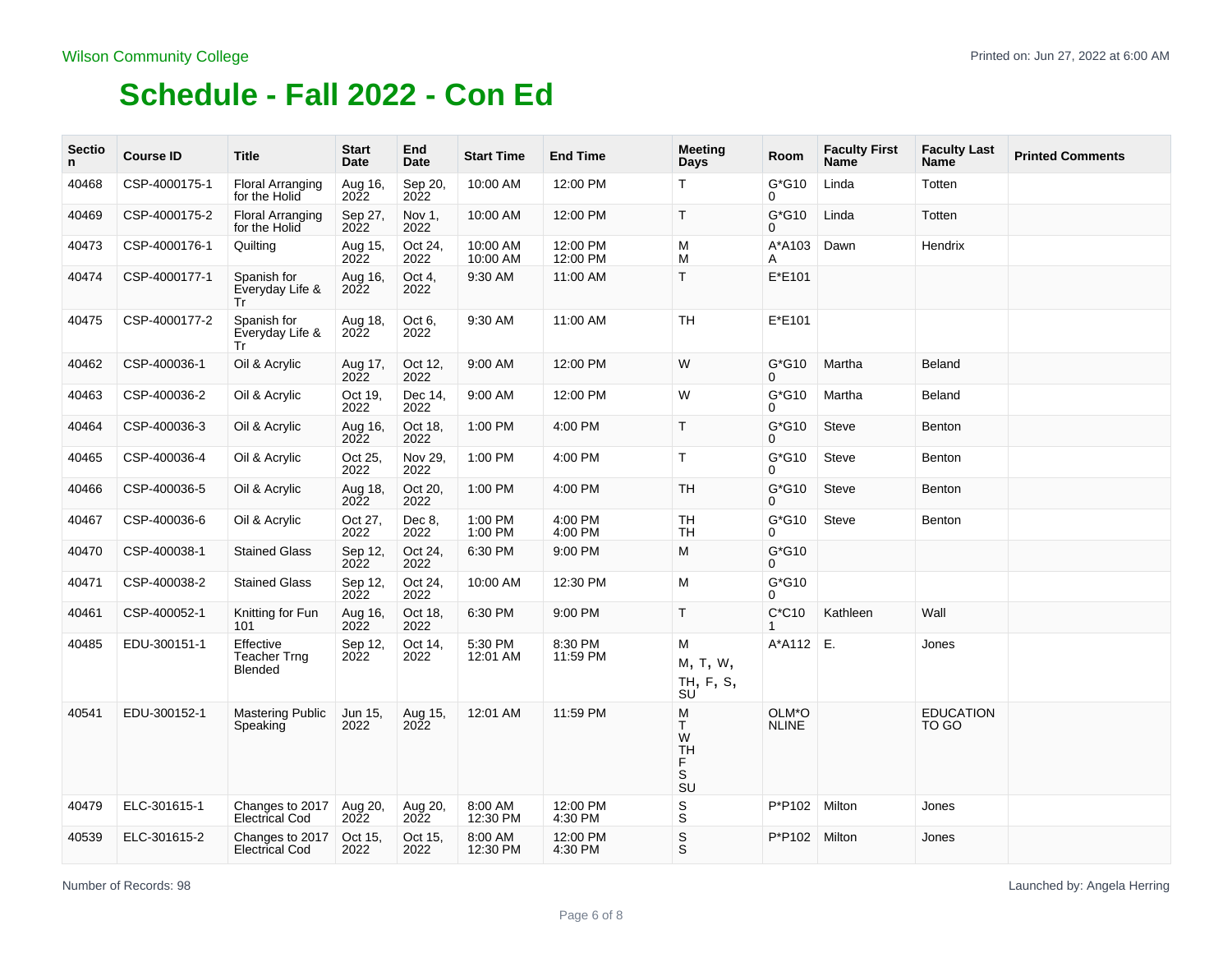Wilson Community College

Printed on: Jun 27, 2022 at 6:00 AM

# Schedule - Fall 2022 - Con Ed

| Section | Course ID | Title | Start Date | End Date | Start Time | End Time | Meeting Days | Room | Faculty First Name | Faculty Last Name | Printed Comments |
|---|---|---|---|---|---|---|---|---|---|---|---|
| 40468 | CSP-4000175-1 | Floral Arranging for the Holid | Aug 16, 2022 | Sep 20, 2022 | 10:00 AM | 12:00 PM | T | G*G100 | Linda | Totten | |
| 40469 | CSP-4000175-2 | Floral Arranging for the Holid | Sep 27, 2022 | Nov 1, 2022 | 10:00 AM | 12:00 PM | T | G*G100 | Linda | Totten | |
| 40473 | CSP-4000176-1 | Quilting | Aug 15, 2022 | Oct 24, 2022 | 10:00 AM 10:00 AM | 12:00 PM 12:00 PM | M M | A*A103A | Dawn | Hendrix | |
| 40474 | CSP-4000177-1 | Spanish for Everyday Life & Tr | Aug 16, 2022 | Oct 4, 2022 | 9:30 AM | 11:00 AM | T | E*E101 | | | |
| 40475 | CSP-4000177-2 | Spanish for Everyday Life & Tr | Aug 18, 2022 | Oct 6, 2022 | 9:30 AM | 11:00 AM | TH | E*E101 | | | |
| 40462 | CSP-400036-1 | Oil & Acrylic | Aug 17, 2022 | Oct 12, 2022 | 9:00 AM | 12:00 PM | W | G*G100 | Martha | Beland | |
| 40463 | CSP-400036-2 | Oil & Acrylic | Oct 19, 2022 | Dec 14, 2022 | 9:00 AM | 12:00 PM | W | G*G100 | Martha | Beland | |
| 40464 | CSP-400036-3 | Oil & Acrylic | Aug 16, 2022 | Oct 18, 2022 | 1:00 PM | 4:00 PM | T | G*G100 | Steve | Benton | |
| 40465 | CSP-400036-4 | Oil & Acrylic | Oct 25, 2022 | Nov 29, 2022 | 1:00 PM | 4:00 PM | T | G*G100 | Steve | Benton | |
| 40466 | CSP-400036-5 | Oil & Acrylic | Aug 18, 2022 | Oct 20, 2022 | 1:00 PM | 4:00 PM | TH | G*G100 | Steve | Benton | |
| 40467 | CSP-400036-6 | Oil & Acrylic | Oct 27, 2022 | Dec 8, 2022 | 1:00 PM 1:00 PM | 4:00 PM 4:00 PM | TH TH | G*G100 | Steve | Benton | |
| 40470 | CSP-400038-1 | Stained Glass | Sep 12, 2022 | Oct 24, 2022 | 6:30 PM | 9:00 PM | M | G*G100 | | | |
| 40471 | CSP-400038-2 | Stained Glass | Sep 12, 2022 | Oct 24, 2022 | 10:00 AM | 12:30 PM | M | G*G100 | | | |
| 40461 | CSP-400052-1 | Knitting for Fun 101 | Aug 16, 2022 | Oct 18, 2022 | 6:30 PM | 9:00 PM | T | C*C101 | Kathleen | Wall | |
| 40485 | EDU-300151-1 | Effective Teacher Trng Blended | Sep 12, 2022 | Oct 14, 2022 | 5:30 PM 12:01 AM | 8:30 PM 11:59 PM | M M, T, W, TH, F, S, SU | A*A112 | E. | Jones | |
| 40541 | EDU-300152-1 | Mastering Public Speaking | Jun 15, 2022 | Aug 15, 2022 | 12:01 AM | 11:59 PM | M T W TH F S SU | OLM*ONLINE | | EDUCATION TO GO | |
| 40479 | ELC-301615-1 | Changes to 2017 Electrical Cod | Aug 20, 2022 | Aug 20, 2022 | 8:00 AM 12:30 PM | 12:00 PM 4:30 PM | S S | P*P102 | Milton | Jones | |
| 40539 | ELC-301615-2 | Changes to 2017 Electrical Cod | Oct 15, 2022 | Oct 15, 2022 | 8:00 AM 12:30 PM | 12:00 PM 4:30 PM | S S | P*P102 | Milton | Jones | |

Number of Records: 98

Launched by: Angela Herring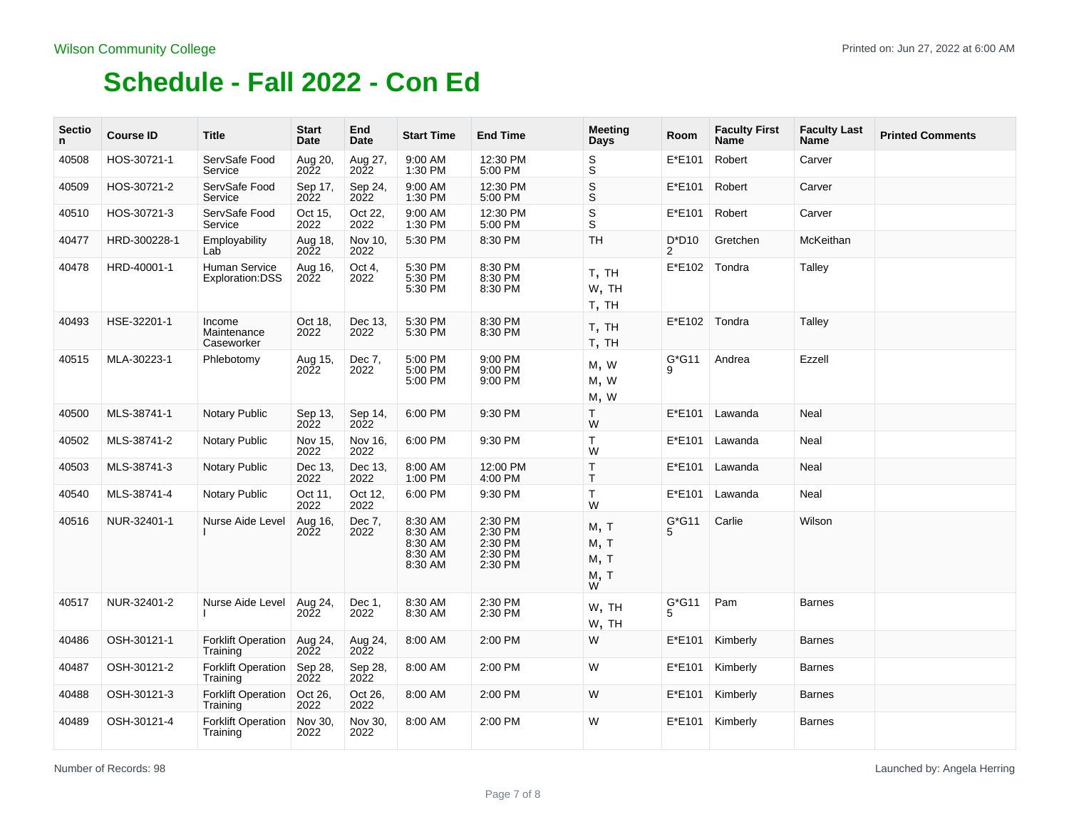Wilson Community College

# Schedule - Fall 2022 - Con Ed

| Section | Course ID | Title | Start Date | End Date | Start Time | End Time | Meeting Days | Room | Faculty First Name | Faculty Last Name | Printed Comments |
|---|---|---|---|---|---|---|---|---|---|---|---|
| 40508 | HOS-30721-1 | ServSafe Food Service | Aug 20, 2022 | Aug 27, 2022 | 9:00 AM 1:30 PM | 12:30 PM 5:00 PM | S S | E*E101 | Robert | Carver | |
| 40509 | HOS-30721-2 | ServSafe Food Service | Sep 17, 2022 | Sep 24, 2022 | 9:00 AM 1:30 PM | 12:30 PM 5:00 PM | S S | E*E101 | Robert | Carver | |
| 40510 | HOS-30721-3 | ServSafe Food Service | Oct 15, 2022 | Oct 22, 2022 | 9:00 AM 1:30 PM | 12:30 PM 5:00 PM | S S | E*E101 | Robert | Carver | |
| 40477 | HRD-300228-1 | Employability Lab | Aug 18, 2022 | Nov 10, 2022 | 5:30 PM | 8:30 PM | TH | D*D102 | Gretchen | McKeithan | |
| 40478 | HRD-40001-1 | Human Service Exploration:DSS | Aug 16, 2022 | Oct 4, 2022 | 5:30 PM 5:30 PM 5:30 PM | 8:30 PM 8:30 PM 8:30 PM | T, TH W, TH T, TH | E*E102 | Tondra | Talley | |
| 40493 | HSE-32201-1 | Income Maintenance Caseworker | Oct 18, 2022 | Dec 13, 2022 | 5:30 PM 5:30 PM | 8:30 PM 8:30 PM | T, TH T, TH | E*E102 | Tondra | Talley | |
| 40515 | MLA-30223-1 | Phlebotomy | Aug 15, 2022 | Dec 7, 2022 | 5:00 PM 5:00 PM 5:00 PM | 9:00 PM 9:00 PM 9:00 PM | M, W M, W M, W | G*G119 | Andrea | Ezzell | |
| 40500 | MLS-38741-1 | Notary Public | Sep 13, 2022 | Sep 14, 2022 | 6:00 PM | 9:30 PM | T W | E*E101 | Lawanda | Neal | |
| 40502 | MLS-38741-2 | Notary Public | Nov 15, 2022 | Nov 16, 2022 | 6:00 PM | 9:30 PM | T W | E*E101 | Lawanda | Neal | |
| 40503 | MLS-38741-3 | Notary Public | Dec 13, 2022 | Dec 13, 2022 | 8:00 AM 1:00 PM | 12:00 PM 4:00 PM | T T | E*E101 | Lawanda | Neal | |
| 40540 | MLS-38741-4 | Notary Public | Oct 11, 2022 | Oct 12, 2022 | 6:00 PM | 9:30 PM | T W | E*E101 | Lawanda | Neal | |
| 40516 | NUR-32401-1 | Nurse Aide Level I | Aug 16, 2022 | Dec 7, 2022 | 8:30 AM 8:30 AM 8:30 AM 8:30 AM 8:30 AM | 2:30 PM 2:30 PM 2:30 PM 2:30 PM 2:30 PM | M, T M, T M, T M, T W | G*G115 | Carlie | Wilson | |
| 40517 | NUR-32401-2 | Nurse Aide Level I | Aug 24, 2022 | Dec 1, 2022 | 8:30 AM 8:30 AM | 2:30 PM 2:30 PM | W, TH W, TH | G*G115 | Pam | Barnes | |
| 40486 | OSH-30121-1 | Forklift Operation Training | Aug 24, 2022 | Aug 24, 2022 | 8:00 AM | 2:00 PM | W | E*E101 | Kimberly | Barnes | |
| 40487 | OSH-30121-2 | Forklift Operation Training | Sep 28, 2022 | Sep 28, 2022 | 8:00 AM | 2:00 PM | W | E*E101 | Kimberly | Barnes | |
| 40488 | OSH-30121-3 | Forklift Operation Training | Oct 26, 2022 | Oct 26, 2022 | 8:00 AM | 2:00 PM | W | E*E101 | Kimberly | Barnes | |
| 40489 | OSH-30121-4 | Forklift Operation Training | Nov 30, 2022 | Nov 30, 2022 | 8:00 AM | 2:00 PM | W | E*E101 | Kimberly | Barnes | |

Number of Records: 98

Launched by: Angela Herring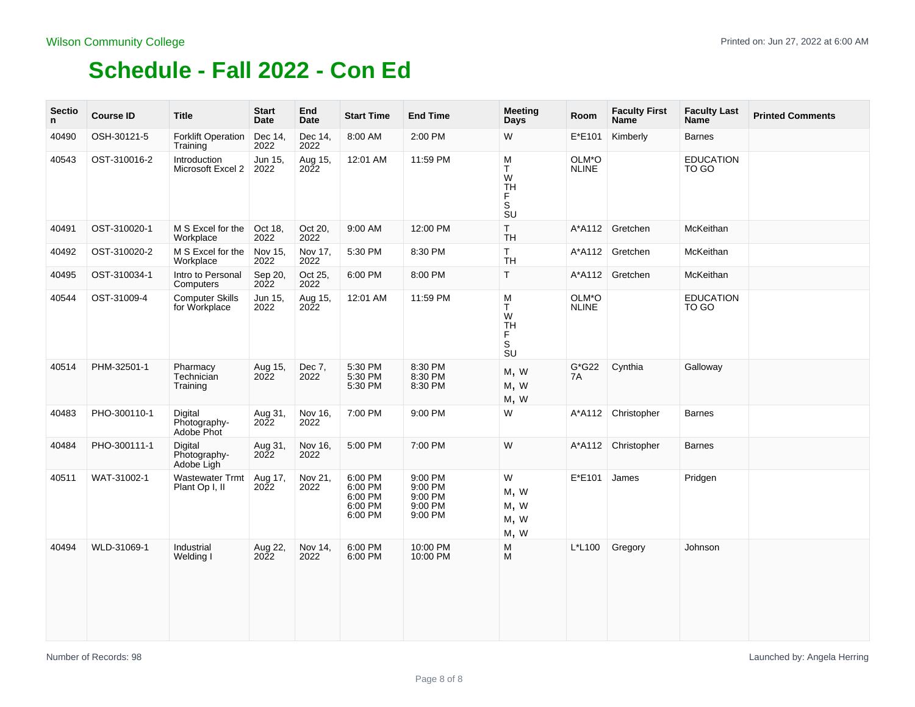Wilson Community College

# Schedule - Fall 2022 - Con Ed

| Section | Course ID | Title | Start Date | End Date | Start Time | End Time | Meeting Days | Room | Faculty First Name | Faculty Last Name | Printed Comments |
|---|---|---|---|---|---|---|---|---|---|---|---|
| 40490 | OSH-30121-5 | Forklift Operation Training | Dec 14, 2022 | Dec 14, 2022 | 8:00 AM | 2:00 PM | W | E*E101 | Kimberly | Barnes | |
| 40543 | OST-310016-2 | Introduction Microsoft Excel 2 | Jun 15, 2022 | Aug 15, 2022 | 12:01 AM | 11:59 PM | M T W TH F S SU | OLM*ONLINE | | EDUCATION TO GO | |
| 40491 | OST-310020-1 | M S Excel for the Workplace | Oct 18, 2022 | Oct 20, 2022 | 9:00 AM | 12:00 PM | T TH | A*A112 | Gretchen | McKeithan | |
| 40492 | OST-310020-2 | M S Excel for the Workplace | Nov 15, 2022 | Nov 17, 2022 | 5:30 PM | 8:30 PM | T TH | A*A112 | Gretchen | McKeithan | |
| 40495 | OST-310034-1 | Intro to Personal Computers | Sep 20, 2022 | Oct 25, 2022 | 6:00 PM | 8:00 PM | T | A*A112 | Gretchen | McKeithan | |
| 40544 | OST-31009-4 | Computer Skills for Workplace | Jun 15, 2022 | Aug 15, 2022 | 12:01 AM | 11:59 PM | M T W TH F S SU | OLM*ONLINE | | EDUCATION TO GO | |
| 40514 | PHM-32501-1 | Pharmacy Technician Training | Aug 15, 2022 | Dec 7, 2022 | 5:30 PM 5:30 PM 5:30 PM | 8:30 PM 8:30 PM 8:30 PM | M, W M, W M, W | G*G227A | Cynthia | Galloway | |
| 40483 | PHO-300110-1 | Digital Photography-Adobe Phot | Aug 31, 2022 | Nov 16, 2022 | 7:00 PM | 9:00 PM | W | A*A112 | Christopher | Barnes | |
| 40484 | PHO-300111-1 | Digital Photography-Adobe Ligh | Aug 31, 2022 | Nov 16, 2022 | 5:00 PM | 7:00 PM | W | A*A112 | Christopher | Barnes | |
| 40511 | WAT-31002-1 | Wastewater Trmt Plant Op I, II | Aug 17, 2022 | Nov 21, 2022 | 6:00 PM 6:00 PM 6:00 PM 6:00 PM 6:00 PM | 9:00 PM 9:00 PM 9:00 PM 9:00 PM 9:00 PM | W M, W M, W M, W M, W | E*E101 | James | Pridgen | |
| 40494 | WLD-31069-1 | Industrial Welding I | Aug 22, 2022 | Nov 14, 2022 | 6:00 PM 6:00 PM | 10:00 PM 10:00 PM | M M | L*L100 | Gregory | Johnson | |

Number of Records: 98

Launched by: Angela Herring